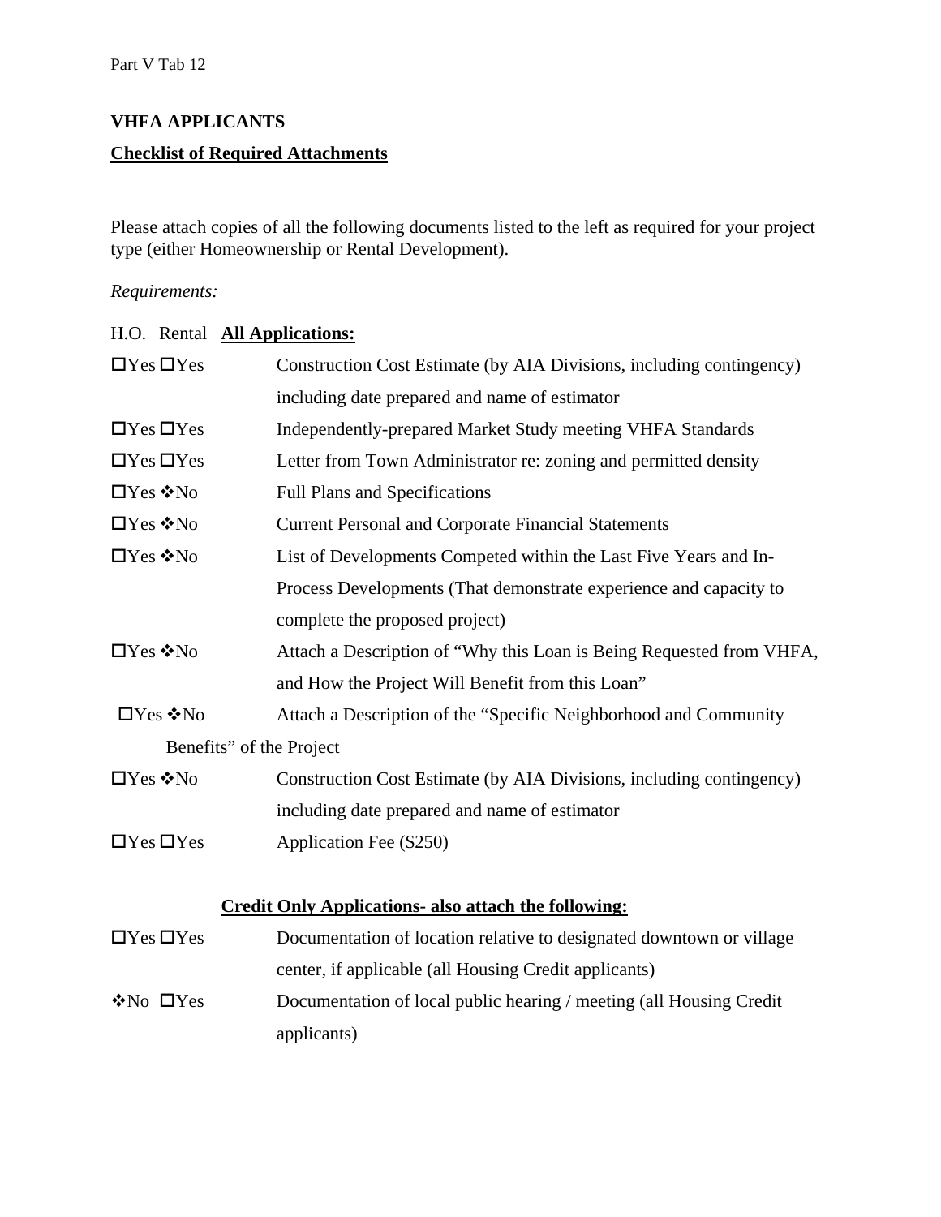Part V Tab 12

**VHFA APPLICANTS**

**Checklist of Required Attachments**

Please attach copies of all the following documents listed to the left as required for your project type (either Homeownership or Rental Development).

*Requirements:*

| H.O. | Rental | **All Applications:** |
|---|---|---|
| ☐Yes | ☐Yes | Construction Cost Estimate (by AIA Divisions, including contingency) including date prepared and name of estimator |
| ☐Yes | ☐Yes | Independently-prepared Market Study meeting VHFA Standards |
| ☐Yes | ☐Yes | Letter from Town Administrator re: zoning and permitted density |
| ☐Yes | ❖No | Full Plans and Specifications |
| ☐Yes | ❖No | Current Personal and Corporate Financial Statements |
| ☐Yes | ❖No | List of Developments Competed within the Last Five Years and In-Process Developments (That demonstrate experience and capacity to complete the proposed project) |
| ☐Yes | ❖No | Attach a Description of "Why this Loan is Being Requested from VHFA, and How the Project Will Benefit from this Loan" |
| ☐Yes | ❖No | Attach a Description of the "Specific Neighborhood and Community Benefits" of the Project |
| ☐Yes | ❖No | Construction Cost Estimate (by AIA Divisions, including contingency) including date prepared and name of estimator |
| ☐Yes | ☐Yes | Application Fee ($250) |
| | | **Credit Only Applications- also attach the following:** |
| ☐Yes | ☐Yes | Documentation of location relative to designated downtown or village center, if applicable (all Housing Credit applicants) |
| ❖No | ☐Yes | Documentation of local public hearing / meeting (all Housing Credit applicants) |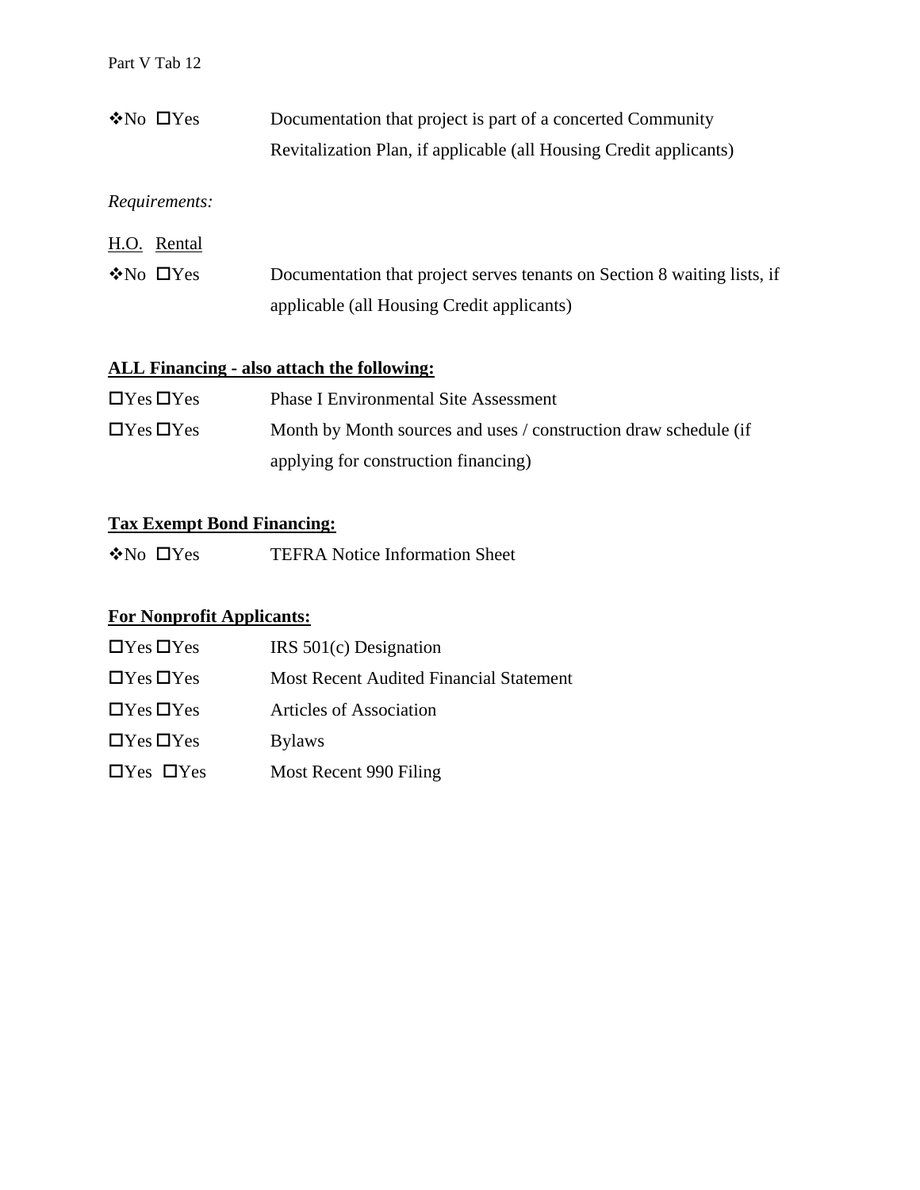Part V Tab 12

❖No ☐Yes Documentation that project is part of a concerted Community Revitalization Plan, if applicable (all Housing Credit applicants)

*Requirements:*

H.O. Rental

❖No ☐Yes Documentation that project serves tenants on Section 8 waiting lists, if applicable (all Housing Credit applicants)

**ALL Financing - also attach the following:**

☐Yes ☐Yes Phase I Environmental Site Assessment

☐Yes ☐Yes Month by Month sources and uses / construction draw schedule (if applying for construction financing)

**Tax Exempt Bond Financing:**

❖No ☐Yes TEFRA Notice Information Sheet

**For Nonprofit Applicants:**

☐Yes ☐Yes IRS 501(c) Designation

☐Yes ☐Yes Most Recent Audited Financial Statement

☐Yes ☐Yes Articles of Association

☐Yes ☐Yes Bylaws

☐Yes ☐Yes Most Recent 990 Filing